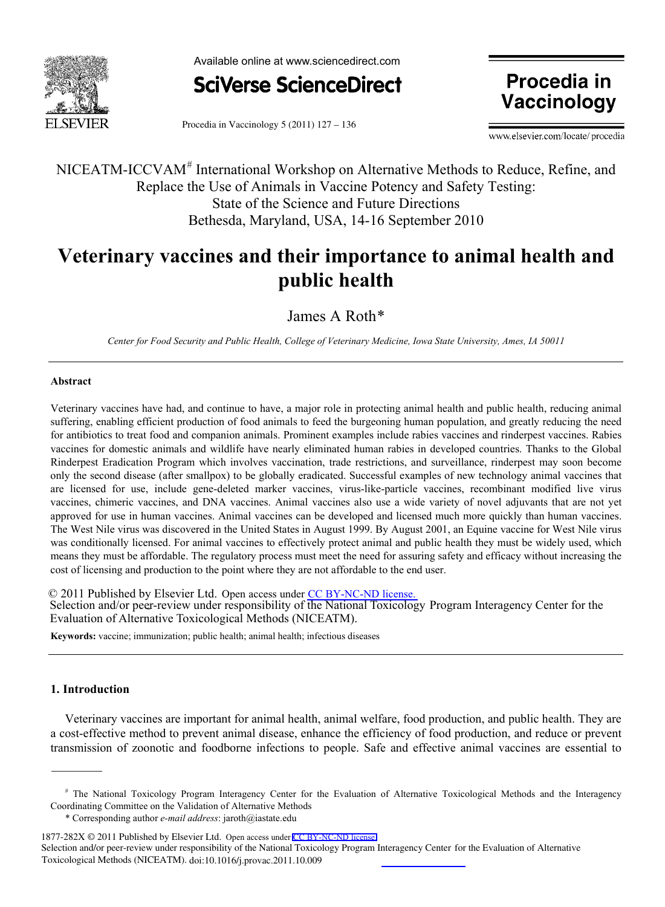NICEATM-ICCVAM[#] International Workshop on Alternative Methods to Reduce, Refine, and Replace the Use of Animals in Vaccine Potency and Safety Testing: State of the Science and Future Directions
Bethesda, Maryland, USA, 14-16 September 2010

# Veterinary vaccines and their importance to animal health and public health

James A Roth*

*Center for Food Security and Public Health, College of Veterinary Medicine, Iowa State University, Ames, IA 50011*

---

### Abstract

Veterinary vaccines have had, and continue to have, a major role in protecting animal health and public health, reducing animal suffering, enabling efficient production of food animals to feed the burgeoning human population, and greatly reducing the need for antibiotics to treat food and companion animals. Prominent examples include rabies vaccines and rinderpest vaccines. Rabies vaccines for domestic animals and wildlife have nearly eliminated human rabies in developed countries. Thanks to the Global Rinderpest Eradication Program which involves vaccination, trade restrictions, and surveillance, rinderpest may soon become only the second disease (after smallpox) to be globally eradicated. Successful examples of new technology animal vaccines that are licensed for use, include gene-deleted marker vaccines, virus-like-particle vaccines, recombinant modified live virus vaccines, chimeric vaccines, and DNA vaccines. Animal vaccines also use a wide variety of novel adjuvants that are not yet approved for use in human vaccines. Animal vaccines can be developed and licensed much more quickly than human vaccines. The West Nile virus was discovered in the United States in August 1999. By August 2001, an Equine vaccine for West Nile virus was conditionally licensed. For animal vaccines to effectively protect animal and public health they must be widely used, which means they must be affordable. The regulatory process must meet the need for assuring safety and efficacy without increasing the cost of licensing and production to the point where they are not affordable to the end user.

© 2011 Published by Elsevier Ltd. Open access under CC BY-NC-ND license.
Selection and/or peer-review under responsibility of the National Toxicology Program Interagency Center for the Evaluation of Alternative Toxicological Methods (NICEATM).

**Keywords:** vaccine; immunization; public health; animal health; infectious diseases

---

## 1. Introduction

Veterinary vaccines are important for animal health, animal welfare, food production, and public health. They are a cost-effective method to prevent animal disease, enhance the efficiency of food production, and reduce or prevent transmission of zoonotic and foodborne infections to people. Safe and effective animal vaccines are essential to

---

[#] The National Toxicology Program Interagency Center for the Evaluation of Alternative Toxicological Methods and the Interagency Coordinating Committee on the Validation of Alternative Methods

\* Corresponding author *e-mail address*: jaroth@iastate.edu

1877-282X © 2011 Published by Elsevier Ltd. Open access under CC BY-NC-ND license.
Selection and/or peer-review under responsibility of the National Toxicology Program Interagency Center for the Evaluation of Alternative Toxicological Methods (NICEATM). doi:10.1016/j.provac.2011.10.009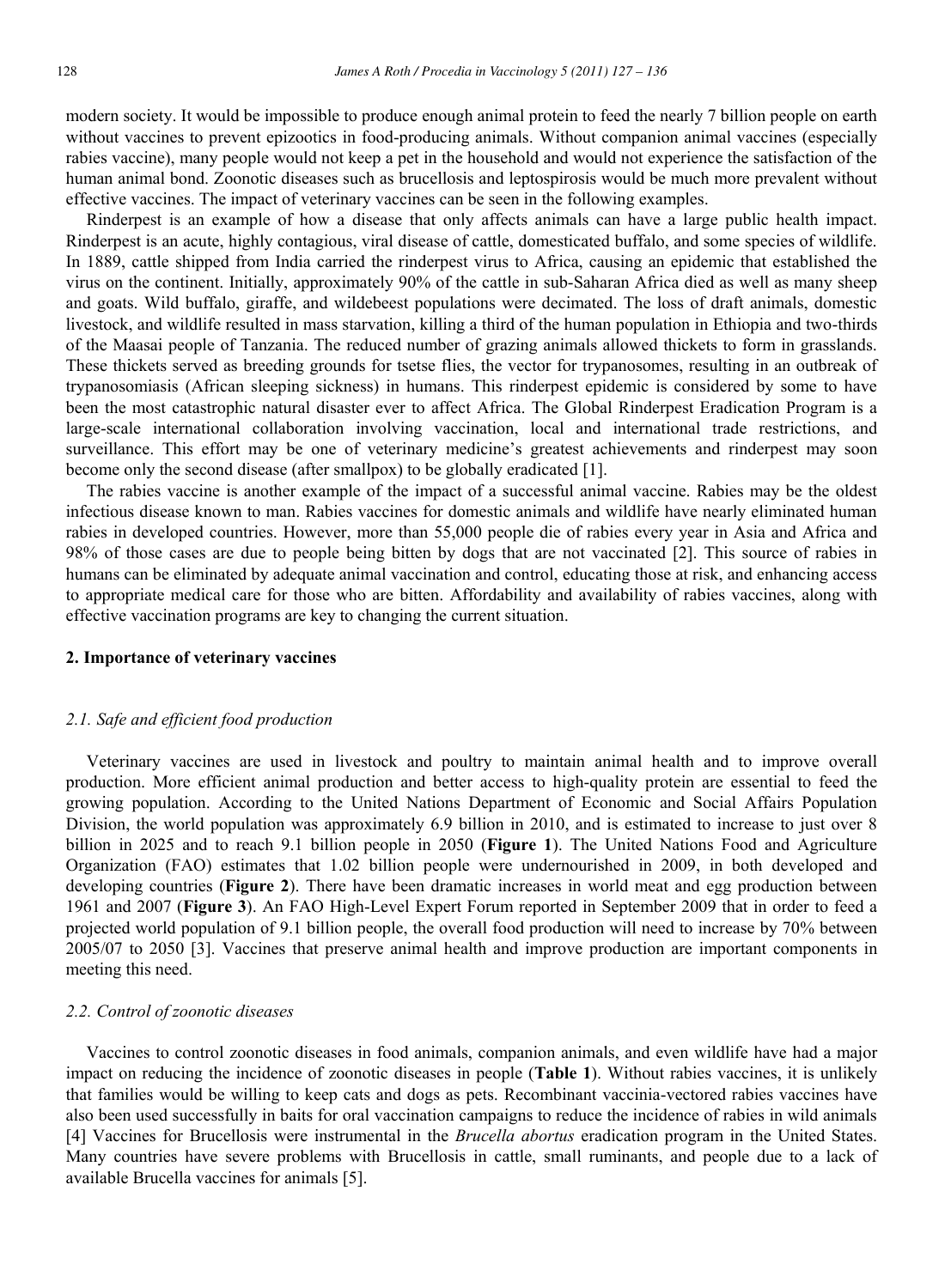modern society. It would be impossible to produce enough animal protein to feed the nearly 7 billion people on earth without vaccines to prevent epizootics in food-producing animals. Without companion animal vaccines (especially rabies vaccine), many people would not keep a pet in the household and would not experience the satisfaction of the human animal bond. Zoonotic diseases such as brucellosis and leptospirosis would be much more prevalent without effective vaccines. The impact of veterinary vaccines can be seen in the following examples.

Rinderpest is an example of how a disease that only affects animals can have a large public health impact. Rinderpest is an acute, highly contagious, viral disease of cattle, domesticated buffalo, and some species of wildlife. In 1889, cattle shipped from India carried the rinderpest virus to Africa, causing an epidemic that established the virus on the continent. Initially, approximately 90% of the cattle in sub-Saharan Africa died as well as many sheep and goats. Wild buffalo, giraffe, and wildebeest populations were decimated. The loss of draft animals, domestic livestock, and wildlife resulted in mass starvation, killing a third of the human population in Ethiopia and two-thirds of the Maasai people of Tanzania. The reduced number of grazing animals allowed thickets to form in grasslands. These thickets served as breeding grounds for tsetse flies, the vector for trypanosomes, resulting in an outbreak of trypanosomiasis (African sleeping sickness) in humans. This rinderpest epidemic is considered by some to have been the most catastrophic natural disaster ever to affect Africa. The Global Rinderpest Eradication Program is a large-scale international collaboration involving vaccination, local and international trade restrictions, and surveillance. This effort may be one of veterinary medicine's greatest achievements and rinderpest may soon become only the second disease (after smallpox) to be globally eradicated [1].

The rabies vaccine is another example of the impact of a successful animal vaccine. Rabies may be the oldest infectious disease known to man. Rabies vaccines for domestic animals and wildlife have nearly eliminated human rabies in developed countries. However, more than 55,000 people die of rabies every year in Asia and Africa and 98% of those cases are due to people being bitten by dogs that are not vaccinated [2]. This source of rabies in humans can be eliminated by adequate animal vaccination and control, educating those at risk, and enhancing access to appropriate medical care for those who are bitten. Affordability and availability of rabies vaccines, along with effective vaccination programs are key to changing the current situation.

## 2. Importance of veterinary vaccines

### *2.1. Safe and efficient food production*

Veterinary vaccines are used in livestock and poultry to maintain animal health and to improve overall production. More efficient animal production and better access to high-quality protein are essential to feed the growing population. According to the United Nations Department of Economic and Social Affairs Population Division, the world population was approximately 6.9 billion in 2010, and is estimated to increase to just over 8 billion in 2025 and to reach 9.1 billion people in 2050 (**Figure 1**). The United Nations Food and Agriculture Organization (FAO) estimates that 1.02 billion people were undernourished in 2009, in both developed and developing countries (**Figure 2**). There have been dramatic increases in world meat and egg production between 1961 and 2007 (**Figure 3**). An FAO High-Level Expert Forum reported in September 2009 that in order to feed a projected world population of 9.1 billion people, the overall food production will need to increase by 70% between 2005/07 to 2050 [3]. Vaccines that preserve animal health and improve production are important components in meeting this need.

### *2.2. Control of zoonotic diseases*

Vaccines to control zoonotic diseases in food animals, companion animals, and even wildlife have had a major impact on reducing the incidence of zoonotic diseases in people (**Table 1**). Without rabies vaccines, it is unlikely that families would be willing to keep cats and dogs as pets. Recombinant vaccinia-vectored rabies vaccines have also been used successfully in baits for oral vaccination campaigns to reduce the incidence of rabies in wild animals [4] Vaccines for Brucellosis were instrumental in the *Brucella abortus* eradication program in the United States. Many countries have severe problems with Brucellosis in cattle, small ruminants, and people due to a lack of available Brucella vaccines for animals [5].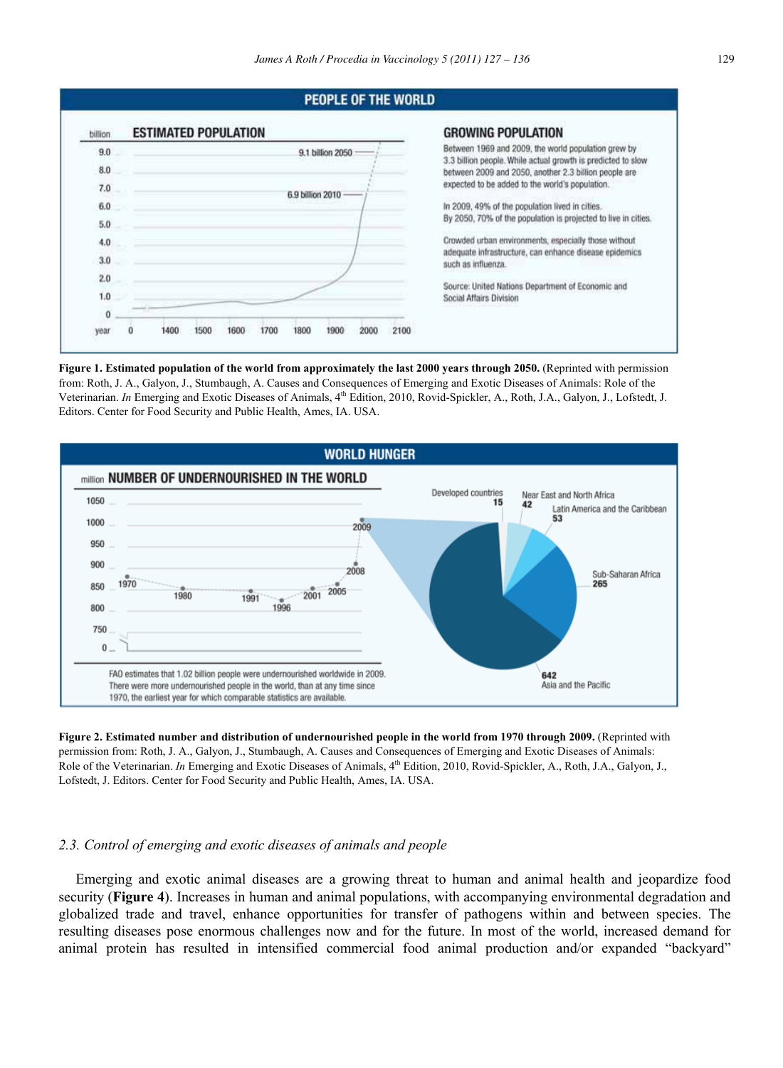**Figure 1. Estimated population of the world from approximately the last 2000 years through 2050.** (Reprinted with permission from: Roth, J. A., Galyon, J., Stumbaugh, A. Causes and Consequences of Emerging and Exotic Diseases of Animals: Role of the Veterinarian. *In* Emerging and Exotic Diseases of Animals, 4[th] Edition, 2010, Rovid-Spickler, A., Roth, J.A., Galyon, J., Lofstedt, J. Editors. Center for Food Security and Public Health, Ames, IA. USA.

**Figure 2. Estimated number and distribution of undernourished people in the world from 1970 through 2009.** (Reprinted with permission from: Roth, J. A., Galyon, J., Stumbaugh, A. Causes and Consequences of Emerging and Exotic Diseases of Animals: Role of the Veterinarian. *In* Emerging and Exotic Diseases of Animals, 4[th] Edition, 2010, Rovid-Spickler, A., Roth, J.A., Galyon, J., Lofstedt, J. Editors. Center for Food Security and Public Health, Ames, IA. USA.

### *2.3. Control of emerging and exotic diseases of animals and people*

Emerging and exotic animal diseases are a growing threat to human and animal health and jeopardize food security (**Figure 4**). Increases in human and animal populations, with accompanying environmental degradation and globalized trade and travel, enhance opportunities for transfer of pathogens within and between species. The resulting diseases pose enormous challenges now and for the future. In most of the world, increased demand for animal protein has resulted in intensified commercial food animal production and/or expanded "backyard"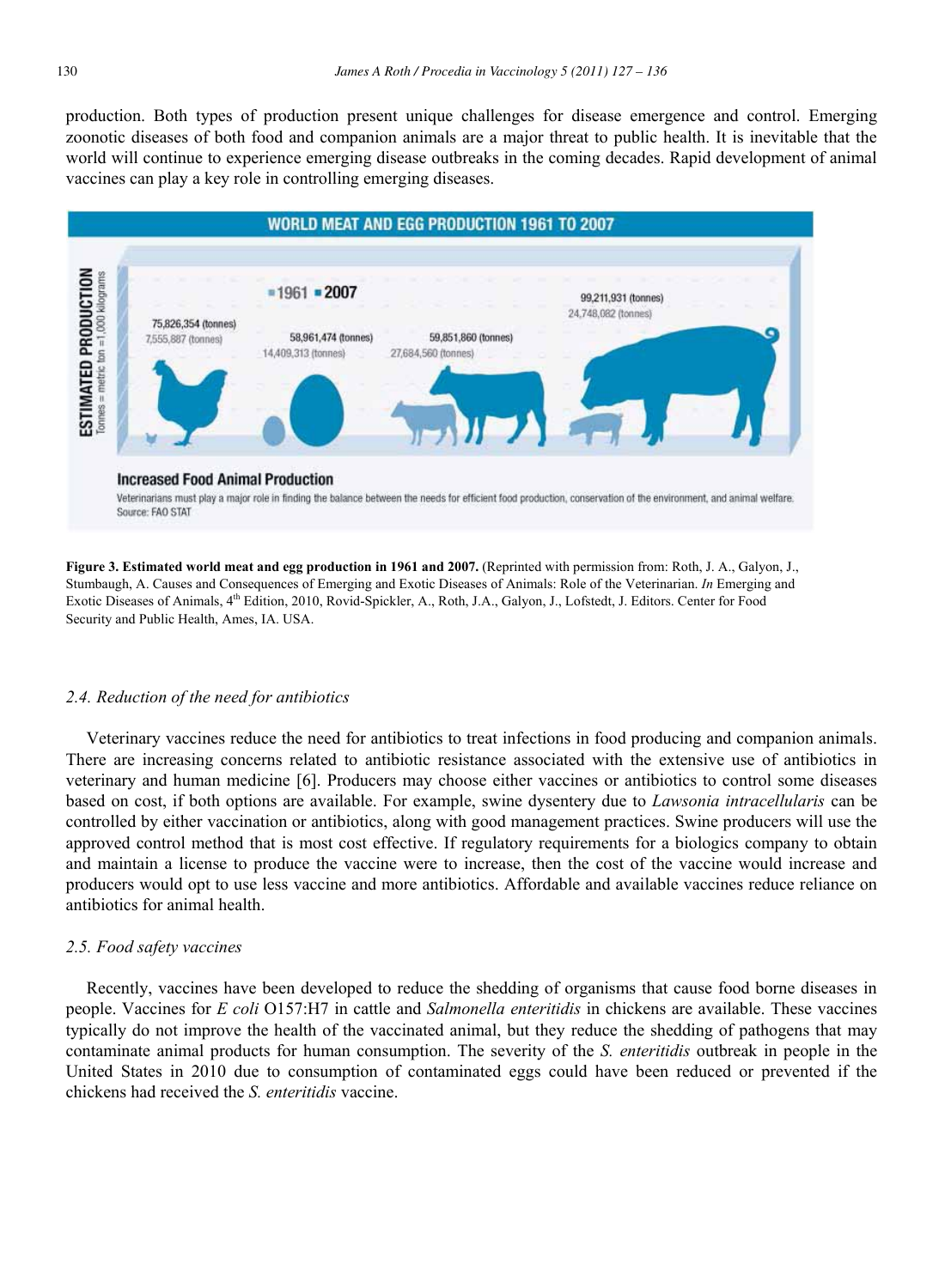production. Both types of production present unique challenges for disease emergence and control. Emerging zoonotic diseases of both food and companion animals are a major threat to public health. It is inevitable that the world will continue to experience emerging disease outbreaks in the coming decades. Rapid development of animal vaccines can play a key role in controlling emerging diseases.

**WORLD MEAT AND EGG PRODUCTION 1961 TO 2007**

ESTIMATED PRODUCTION
Tonnes = metric ton =1,000 kilograms

■1961 ■2007

75,826,354 (tonnes)
7,555,887 (tonnes)

58,961,474 (tonnes)
14,409,313 (tonnes)

59,851,860 (tonnes)
27,684,560 (tonnes)

99,211,931 (tonnes)
24,748,082 (tonnes)

**Increased Food Animal Production**

Veterinarians must play a major role in finding the balance between the needs for efficient food production, conservation of the environment, and animal welfare.
Source: FAO STAT

**Figure 3. Estimated world meat and egg production in 1961 and 2007.** (Reprinted with permission from: Roth, J. A., Galyon, J., Stumbaugh, A. Causes and Consequences of Emerging and Exotic Diseases of Animals: Role of the Veterinarian. *In* Emerging and Exotic Diseases of Animals, 4th Edition, 2010, Rovid-Spickler, A., Roth, J.A., Galyon, J., Lofstedt, J. Editors. Center for Food Security and Public Health, Ames, IA. USA.

### *2.4. Reduction of the need for antibiotics*

Veterinary vaccines reduce the need for antibiotics to treat infections in food producing and companion animals. There are increasing concerns related to antibiotic resistance associated with the extensive use of antibiotics in veterinary and human medicine [6]. Producers may choose either vaccines or antibiotics to control some diseases based on cost, if both options are available. For example, swine dysentery due to *Lawsonia intracellularis* can be controlled by either vaccination or antibiotics, along with good management practices. Swine producers will use the approved control method that is most cost effective. If regulatory requirements for a biologics company to obtain and maintain a license to produce the vaccine were to increase, then the cost of the vaccine would increase and producers would opt to use less vaccine and more antibiotics. Affordable and available vaccines reduce reliance on antibiotics for animal health.

### *2.5. Food safety vaccines*

Recently, vaccines have been developed to reduce the shedding of organisms that cause food borne diseases in people. Vaccines for *E coli* O157:H7 in cattle and *Salmonella enteritidis* in chickens are available. These vaccines typically do not improve the health of the vaccinated animal, but they reduce the shedding of pathogens that may contaminate animal products for human consumption. The severity of the *S. enteritidis* outbreak in people in the United States in 2010 due to consumption of contaminated eggs could have been reduced or prevented if the chickens had received the *S. enteritidis* vaccine.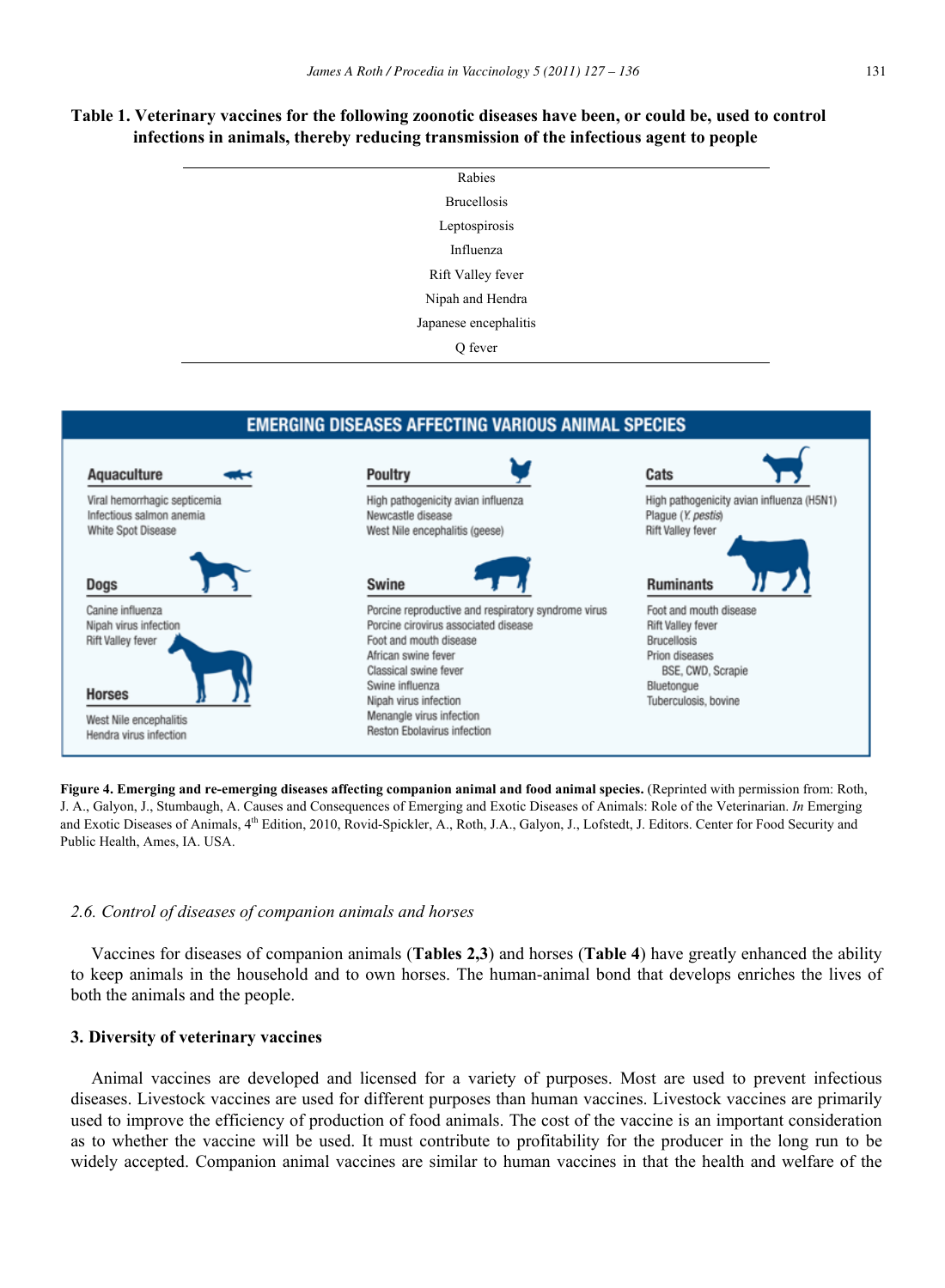**Table 1. Veterinary vaccines for the following zoonotic diseases have been, or could be, used to control infections in animals, thereby reducing transmission of the infectious agent to people**

| |
|---|
| Rabies |
| Brucellosis |
| Leptospirosis |
| Influenza |
| Rift Valley fever |
| Nipah and Hendra |
| Japanese encephalitis |
| Q fever |

**EMERGING DISEASES AFFECTING VARIOUS ANIMAL SPECIES**

**Aquaculture**
- Viral hemorrhagic septicemia
- Infectious salmon anemia
- White Spot Disease

**Poultry**
- High pathogenicity avian influenza
- Newcastle disease
- West Nile encephalitis (geese)

**Cats**
- High pathogenicity avian influenza (H5N1)
- Plague (*Y. pestis*)
- Rift Valley fever

**Dogs**
- Canine influenza
- Nipah virus infection
- Rift Valley fever

**Swine**
- Porcine reproductive and respiratory syndrome virus
- Porcine cirovirus associated disease
- Foot and mouth disease
- African swine fever
- Classical swine fever
- Swine influenza
- Nipah virus infection
- Menangle virus infection
- Reston Ebolavirus infection

**Ruminants**
- Foot and mouth disease
- Rift Valley fever
- Brucellosis
- Prion diseases
  - BSE, CWD, Scrapie
- Bluetongue
- Tuberculosis, bovine

**Horses**
- West Nile encephalitis
- Hendra virus infection

**Figure 4. Emerging and re-emerging diseases affecting companion animal and food animal species.** (Reprinted with permission from: Roth, J. A., Galyon, J., Stumbaugh, A. Causes and Consequences of Emerging and Exotic Diseases of Animals: Role of the Veterinarian. *In* Emerging and Exotic Diseases of Animals, 4th Edition, 2010, Rovid-Spickler, A., Roth, J.A., Galyon, J., Lofstedt, J. Editors. Center for Food Security and Public Health, Ames, IA. USA.

### *2.6. Control of diseases of companion animals and horses*

Vaccines for diseases of companion animals (**Tables 2,3**) and horses (**Table 4**) have greatly enhanced the ability to keep animals in the household and to own horses. The human-animal bond that develops enriches the lives of both the animals and the people.

## 3. Diversity of veterinary vaccines

Animal vaccines are developed and licensed for a variety of purposes. Most are used to prevent infectious diseases. Livestock vaccines are used for different purposes than human vaccines. Livestock vaccines are primarily used to improve the efficiency of production of food animals. The cost of the vaccine is an important consideration as to whether the vaccine will be used. It must contribute to profitability for the producer in the long run to be widely accepted. Companion animal vaccines are similar to human vaccines in that the health and welfare of the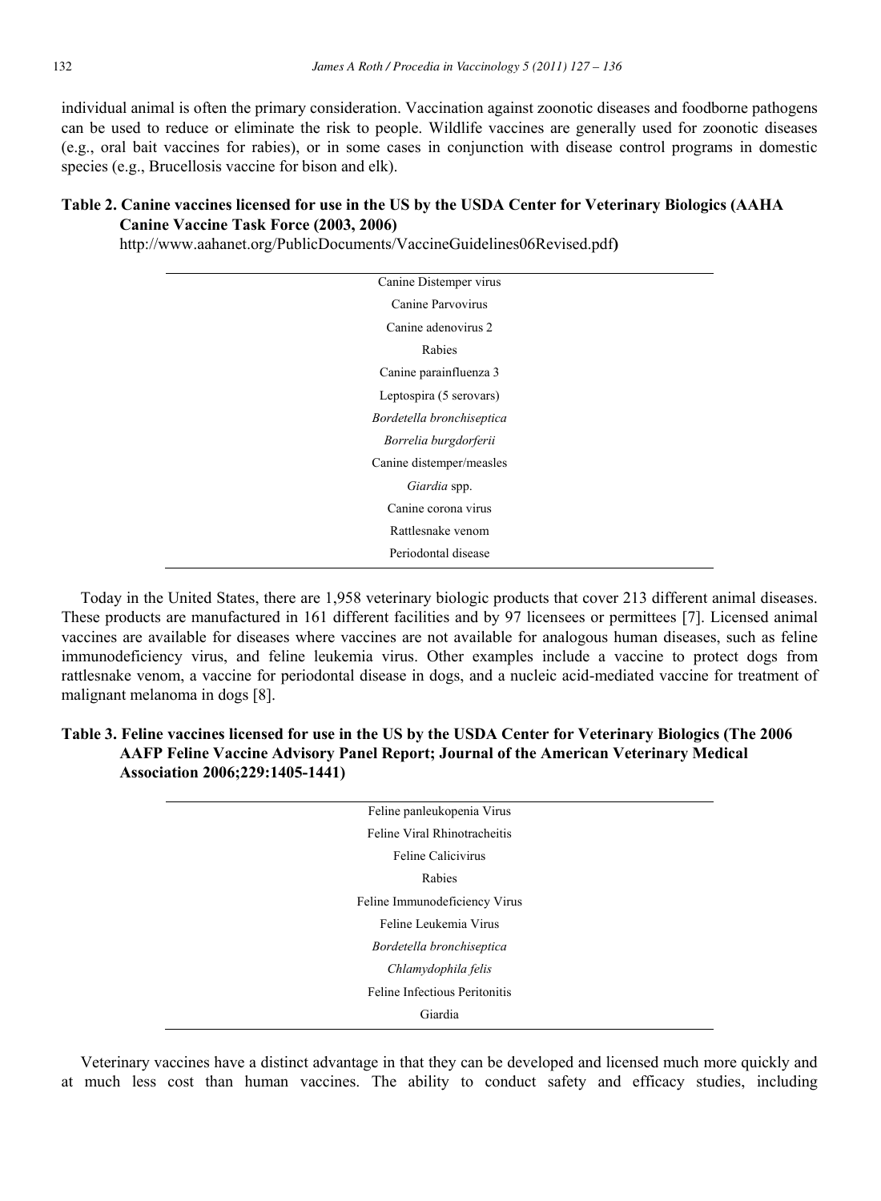individual animal is often the primary consideration. Vaccination against zoonotic diseases and foodborne pathogens can be used to reduce or eliminate the risk to people. Wildlife vaccines are generally used for zoonotic diseases (e.g., oral bait vaccines for rabies), or in some cases in conjunction with disease control programs in domestic species (e.g., Brucellosis vaccine for bison and elk).

**Table 2. Canine vaccines licensed for use in the US by the USDA Center for Veterinary Biologics (AAHA Canine Vaccine Task Force (2003, 2006)** http://www.aahanet.org/PublicDocuments/VaccineGuidelines06Revised.pdf**)**

| |
|---|
| Canine Distemper virus |
| Canine Parvovirus |
| Canine adenovirus 2 |
| Rabies |
| Canine parainfluenza 3 |
| Leptospira (5 serovars) |
| *Bordetella bronchiseptica* |
| *Borrelia burgdorferii* |
| Canine distemper/measles |
| *Giardia* spp. |
| Canine corona virus |
| Rattlesnake venom |
| Periodontal disease |

Today in the United States, there are 1,958 veterinary biologic products that cover 213 different animal diseases. These products are manufactured in 161 different facilities and by 97 licensees or permittees [7]. Licensed animal vaccines are available for diseases where vaccines are not available for analogous human diseases, such as feline immunodeficiency virus, and feline leukemia virus. Other examples include a vaccine to protect dogs from rattlesnake venom, a vaccine for periodontal disease in dogs, and a nucleic acid-mediated vaccine for treatment of malignant melanoma in dogs [8].

**Table 3. Feline vaccines licensed for use in the US by the USDA Center for Veterinary Biologics (The 2006 AAFP Feline Vaccine Advisory Panel Report; Journal of the American Veterinary Medical Association 2006;229:1405-1441)**

| |
|---|
| Feline panleukopenia Virus |
| Feline Viral Rhinotracheitis |
| Feline Calicivirus |
| Rabies |
| Feline Immunodeficiency Virus |
| Feline Leukemia Virus |
| *Bordetella bronchiseptica* |
| *Chlamydophila felis* |
| Feline Infectious Peritonitis |
| Giardia |

Veterinary vaccines have a distinct advantage in that they can be developed and licensed much more quickly and at much less cost than human vaccines. The ability to conduct safety and efficacy studies, including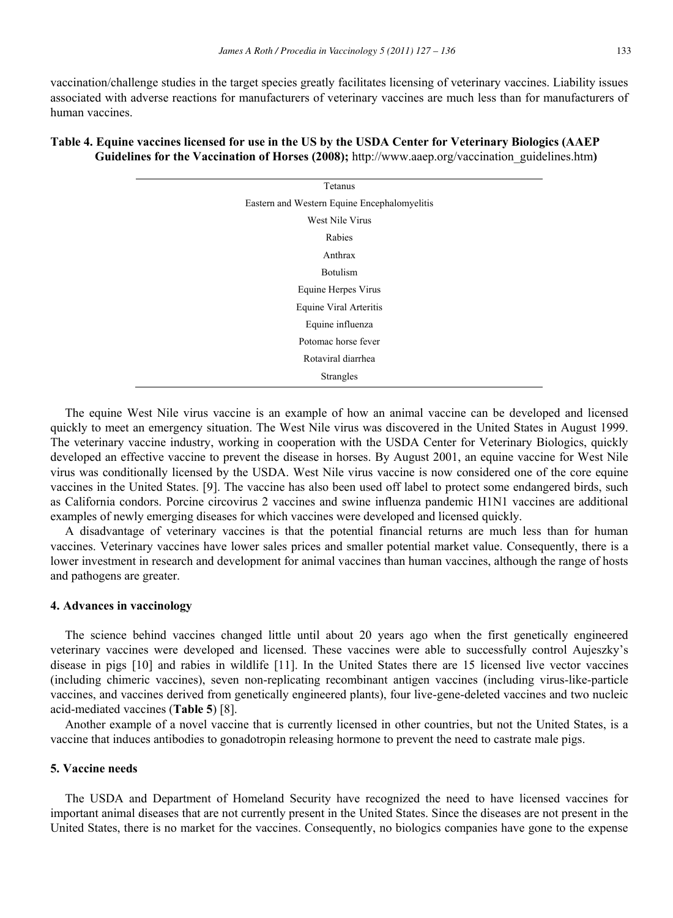vaccination/challenge studies in the target species greatly facilitates licensing of veterinary vaccines. Liability issues associated with adverse reactions for manufacturers of veterinary vaccines are much less than for manufacturers of human vaccines.

**Table 4. Equine vaccines licensed for use in the US by the USDA Center for Veterinary Biologics (AAEP Guidelines for the Vaccination of Horses (2008);** http://www.aaep.org/vaccination_guidelines.htm**)**

| |
|---|
| Tetanus |
| Eastern and Western Equine Encephalomyelitis |
| West Nile Virus |
| Rabies |
| Anthrax |
| Botulism |
| Equine Herpes Virus |
| Equine Viral Arteritis |
| Equine influenza |
| Potomac horse fever |
| Rotaviral diarrhea |
| Strangles |

The equine West Nile virus vaccine is an example of how an animal vaccine can be developed and licensed quickly to meet an emergency situation. The West Nile virus was discovered in the United States in August 1999. The veterinary vaccine industry, working in cooperation with the USDA Center for Veterinary Biologics, quickly developed an effective vaccine to prevent the disease in horses. By August 2001, an equine vaccine for West Nile virus was conditionally licensed by the USDA. West Nile virus vaccine is now considered one of the core equine vaccines in the United States. [9]. The vaccine has also been used off label to protect some endangered birds, such as California condors. Porcine circovirus 2 vaccines and swine influenza pandemic H1N1 vaccines are additional examples of newly emerging diseases for which vaccines were developed and licensed quickly.

A disadvantage of veterinary vaccines is that the potential financial returns are much less than for human vaccines. Veterinary vaccines have lower sales prices and smaller potential market value. Consequently, there is a lower investment in research and development for animal vaccines than human vaccines, although the range of hosts and pathogens are greater.

#### 4. Advances in vaccinology

The science behind vaccines changed little until about 20 years ago when the first genetically engineered veterinary vaccines were developed and licensed. These vaccines were able to successfully control Aujeszky's disease in pigs [10] and rabies in wildlife [11]. In the United States there are 15 licensed live vector vaccines (including chimeric vaccines), seven non-replicating recombinant antigen vaccines (including virus-like-particle vaccines, and vaccines derived from genetically engineered plants), four live-gene-deleted vaccines and two nucleic acid-mediated vaccines (**Table 5**) [8].

Another example of a novel vaccine that is currently licensed in other countries, but not the United States, is a vaccine that induces antibodies to gonadotropin releasing hormone to prevent the need to castrate male pigs.

#### 5. Vaccine needs

The USDA and Department of Homeland Security have recognized the need to have licensed vaccines for important animal diseases that are not currently present in the United States. Since the diseases are not present in the United States, there is no market for the vaccines. Consequently, no biologics companies have gone to the expense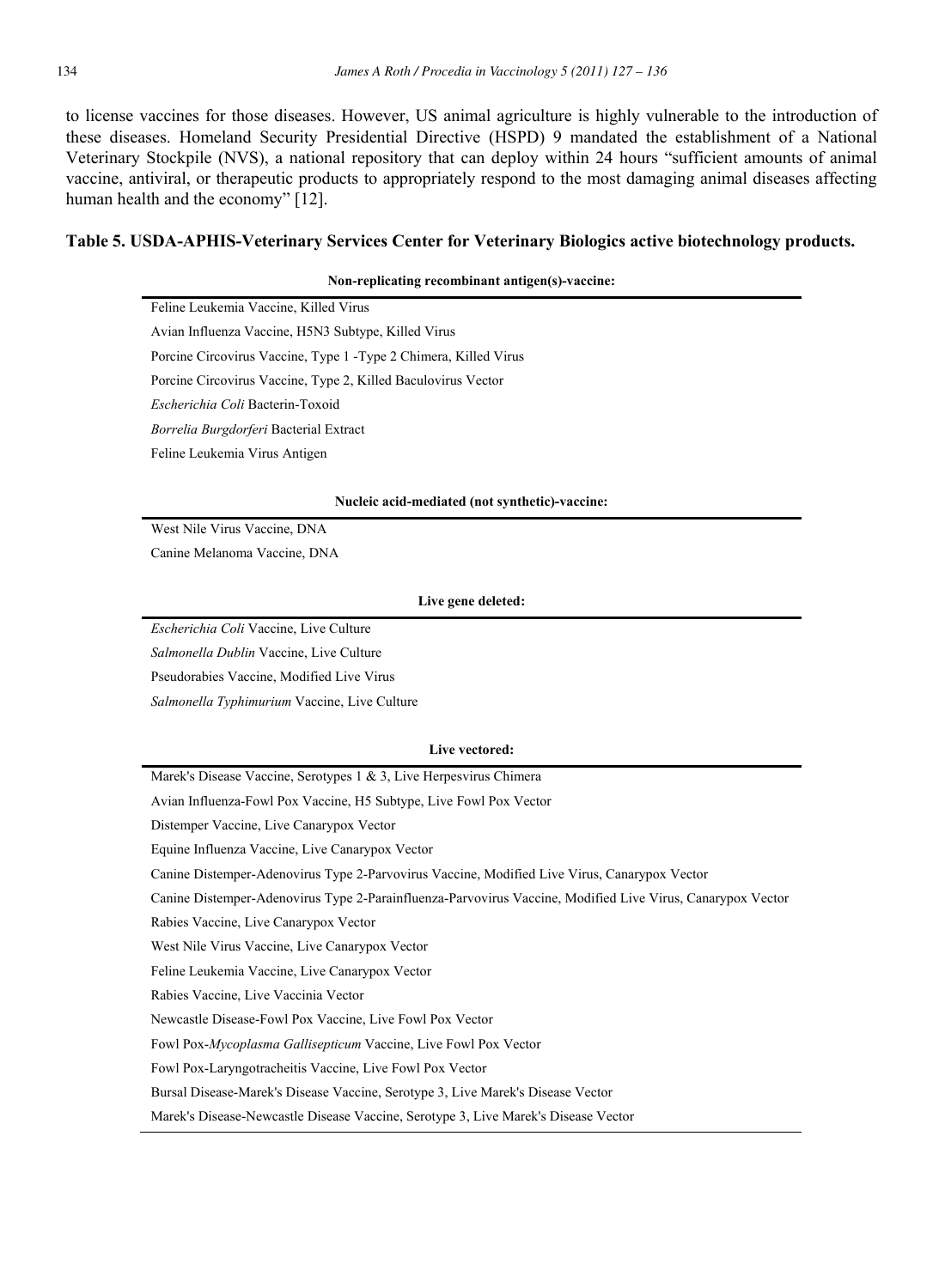to license vaccines for those diseases. However, US animal agriculture is highly vulnerable to the introduction of these diseases. Homeland Security Presidential Directive (HSPD) 9 mandated the establishment of a National Veterinary Stockpile (NVS), a national repository that can deploy within 24 hours "sufficient amounts of animal vaccine, antiviral, or therapeutic products to appropriately respond to the most damaging animal diseases affecting human health and the economy" [12].

**Table 5. USDA-APHIS-Veterinary Services Center for Veterinary Biologics active biotechnology products.**

| **Non-replicating recombinant antigen(s)-vaccine:** |
|---|
| Feline Leukemia Vaccine, Killed Virus |
| Avian Influenza Vaccine, H5N3 Subtype, Killed Virus |
| Porcine Circovirus Vaccine, Type 1 -Type 2 Chimera, Killed Virus |
| Porcine Circovirus Vaccine, Type 2, Killed Baculovirus Vector |
| *Escherichia Coli* Bacterin-Toxoid |
| *Borrelia Burgdorferi* Bacterial Extract |
| Feline Leukemia Virus Antigen |
| **Nucleic acid-mediated (not synthetic)-vaccine:** |
| West Nile Virus Vaccine, DNA |
| Canine Melanoma Vaccine, DNA |
| **Live gene deleted:** |
| *Escherichia Coli* Vaccine, Live Culture |
| *Salmonella Dublin* Vaccine, Live Culture |
| Pseudorabies Vaccine, Modified Live Virus |
| *Salmonella Typhimurium* Vaccine, Live Culture |
| **Live vectored:** |
| Marek's Disease Vaccine, Serotypes 1 & 3, Live Herpesvirus Chimera |
| Avian Influenza-Fowl Pox Vaccine, H5 Subtype, Live Fowl Pox Vector |
| Distemper Vaccine, Live Canarypox Vector |
| Equine Influenza Vaccine, Live Canarypox Vector |
| Canine Distemper-Adenovirus Type 2-Parvovirus Vaccine, Modified Live Virus, Canarypox Vector |
| Canine Distemper-Adenovirus Type 2-Parainfluenza-Parvovirus Vaccine, Modified Live Virus, Canarypox Vector |
| Rabies Vaccine, Live Canarypox Vector |
| West Nile Virus Vaccine, Live Canarypox Vector |
| Feline Leukemia Vaccine, Live Canarypox Vector |
| Rabies Vaccine, Live Vaccinia Vector |
| Newcastle Disease-Fowl Pox Vaccine, Live Fowl Pox Vector |
| Fowl Pox-*Mycoplasma Gallisepticum* Vaccine, Live Fowl Pox Vector |
| Fowl Pox-Laryngotracheitis Vaccine, Live Fowl Pox Vector |
| Bursal Disease-Marek's Disease Vaccine, Serotype 3, Live Marek's Disease Vector |
| Marek's Disease-Newcastle Disease Vaccine, Serotype 3, Live Marek's Disease Vector |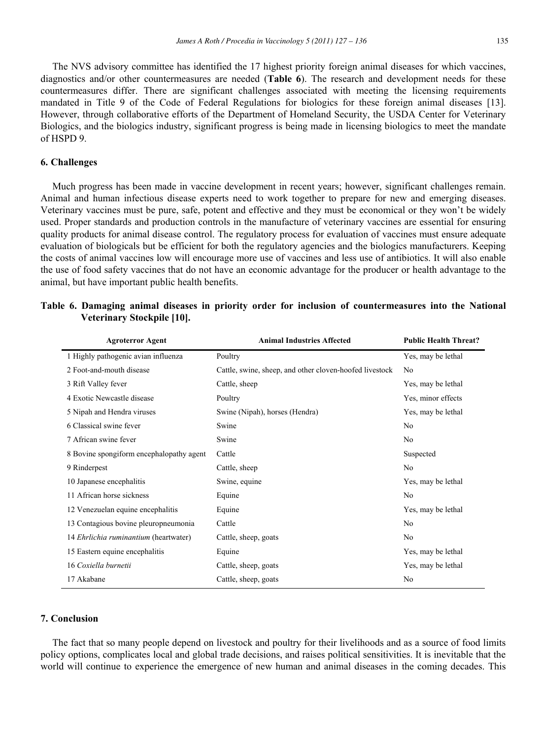The NVS advisory committee has identified the 17 highest priority foreign animal diseases for which vaccines, diagnostics and/or other countermeasures are needed (**Table 6**). The research and development needs for these countermeasures differ. There are significant challenges associated with meeting the licensing requirements mandated in Title 9 of the Code of Federal Regulations for biologics for these foreign animal diseases [13]. However, through collaborative efforts of the Department of Homeland Security, the USDA Center for Veterinary Biologics, and the biologics industry, significant progress is being made in licensing biologics to meet the mandate of HSPD 9.

## 6. Challenges

Much progress has been made in vaccine development in recent years; however, significant challenges remain. Animal and human infectious disease experts need to work together to prepare for new and emerging diseases. Veterinary vaccines must be pure, safe, potent and effective and they must be economical or they won't be widely used. Proper standards and production controls in the manufacture of veterinary vaccines are essential for ensuring quality products for animal disease control. The regulatory process for evaluation of vaccines must ensure adequate evaluation of biologicals but be efficient for both the regulatory agencies and the biologics manufacturers. Keeping the costs of animal vaccines low will encourage more use of vaccines and less use of antibiotics. It will also enable the use of food safety vaccines that do not have an economic advantage for the producer or health advantage to the animal, but have important public health benefits.

**Table 6. Damaging animal diseases in priority order for inclusion of countermeasures into the National Veterinary Stockpile [10].**

| Agroterror Agent | Animal Industries Affected | Public Health Threat? |
|---|---|---|
| 1 Highly pathogenic avian influenza | Poultry | Yes, may be lethal |
| 2 Foot-and-mouth disease | Cattle, swine, sheep, and other cloven-hoofed livestock | No |
| 3 Rift Valley fever | Cattle, sheep | Yes, may be lethal |
| 4 Exotic Newcastle disease | Poultry | Yes, minor effects |
| 5 Nipah and Hendra viruses | Swine (Nipah), horses (Hendra) | Yes, may be lethal |
| 6 Classical swine fever | Swine | No |
| 7 African swine fever | Swine | No |
| 8 Bovine spongiform encephalopathy agent | Cattle | Suspected |
| 9 Rinderpest | Cattle, sheep | No |
| 10 Japanese encephalitis | Swine, equine | Yes, may be lethal |
| 11 African horse sickness | Equine | No |
| 12 Venezuelan equine encephalitis | Equine | Yes, may be lethal |
| 13 Contagious bovine pleuropneumonia | Cattle | No |
| 14 *Ehrlichia ruminantium* (heartwater) | Cattle, sheep, goats | No |
| 15 Eastern equine encephalitis | Equine | Yes, may be lethal |
| 16 *Coxiella burnetii* | Cattle, sheep, goats | Yes, may be lethal |
| 17 Akabane | Cattle, sheep, goats | No |

## 7. Conclusion

The fact that so many people depend on livestock and poultry for their livelihoods and as a source of food limits policy options, complicates local and global trade decisions, and raises political sensitivities. It is inevitable that the world will continue to experience the emergence of new human and animal diseases in the coming decades. This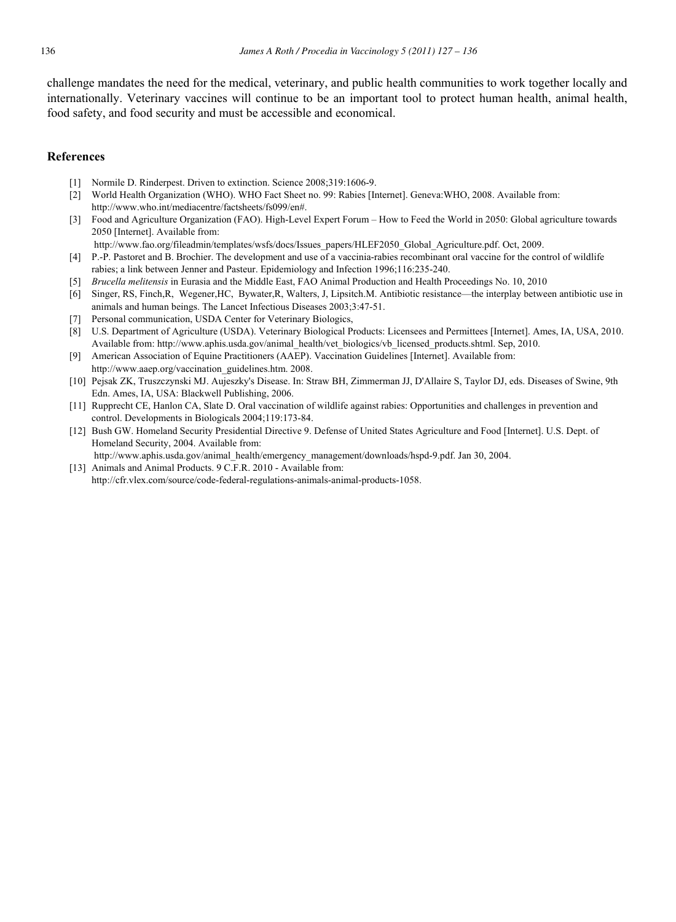challenge mandates the need for the medical, veterinary, and public health communities to work together locally and internationally. Veterinary vaccines will continue to be an important tool to protect human health, animal health, food safety, and food security and must be accessible and economical.

## References

[1] Normile D. Rinderpest. Driven to extinction. Science 2008;319:1606-9.

[2] World Health Organization (WHO). WHO Fact Sheet no. 99: Rabies [Internet]. Geneva:WHO, 2008. Available from: http://www.who.int/mediacentre/factsheets/fs099/en#.

[3] Food and Agriculture Organization (FAO). High-Level Expert Forum – How to Feed the World in 2050: Global agriculture towards 2050 [Internet]. Available from: http://www.fao.org/fileadmin/templates/wsfs/docs/Issues_papers/HLEF2050_Global_Agriculture.pdf. Oct, 2009.

[4] P.-P. Pastoret and B. Brochier. The development and use of a vaccinia-rabies recombinant oral vaccine for the control of wildlife rabies; a link between Jenner and Pasteur. Epidemiology and Infection 1996;116:235-240.

[5] *Brucella melitensis* in Eurasia and the Middle East, FAO Animal Production and Health Proceedings No. 10, 2010

[6] Singer, RS, Finch,R, Wegener,HC, Bywater,R, Walters, J, Lipsitch.M. Antibiotic resistance—the interplay between antibiotic use in animals and human beings. The Lancet Infectious Diseases 2003;3:47-51.

[7] Personal communication, USDA Center for Veterinary Biologics,

[8] U.S. Department of Agriculture (USDA). Veterinary Biological Products: Licensees and Permittees [Internet]. Ames, IA, USA, 2010. Available from: http://www.aphis.usda.gov/animal_health/vet_biologics/vb_licensed_products.shtml. Sep, 2010.

[9] American Association of Equine Practitioners (AAEP). Vaccination Guidelines [Internet]. Available from: http://www.aaep.org/vaccination_guidelines.htm. 2008.

[10] Pejsak ZK, Truszczynski MJ. Aujeszky's Disease. In: Straw BH, Zimmerman JJ, D'Allaire S, Taylor DJ, eds. Diseases of Swine, 9th Edn. Ames, IA, USA: Blackwell Publishing, 2006.

[11] Rupprecht CE, Hanlon CA, Slate D. Oral vaccination of wildlife against rabies: Opportunities and challenges in prevention and control. Developments in Biologicals 2004;119:173-84.

[12] Bush GW. Homeland Security Presidential Directive 9. Defense of United States Agriculture and Food [Internet]. U.S. Dept. of Homeland Security, 2004. Available from: http://www.aphis.usda.gov/animal_health/emergency_management/downloads/hspd-9.pdf. Jan 30, 2004.

[13] Animals and Animal Products. 9 C.F.R. 2010 - Available from: http://cfr.vlex.com/source/code-federal-regulations-animals-animal-products-1058.